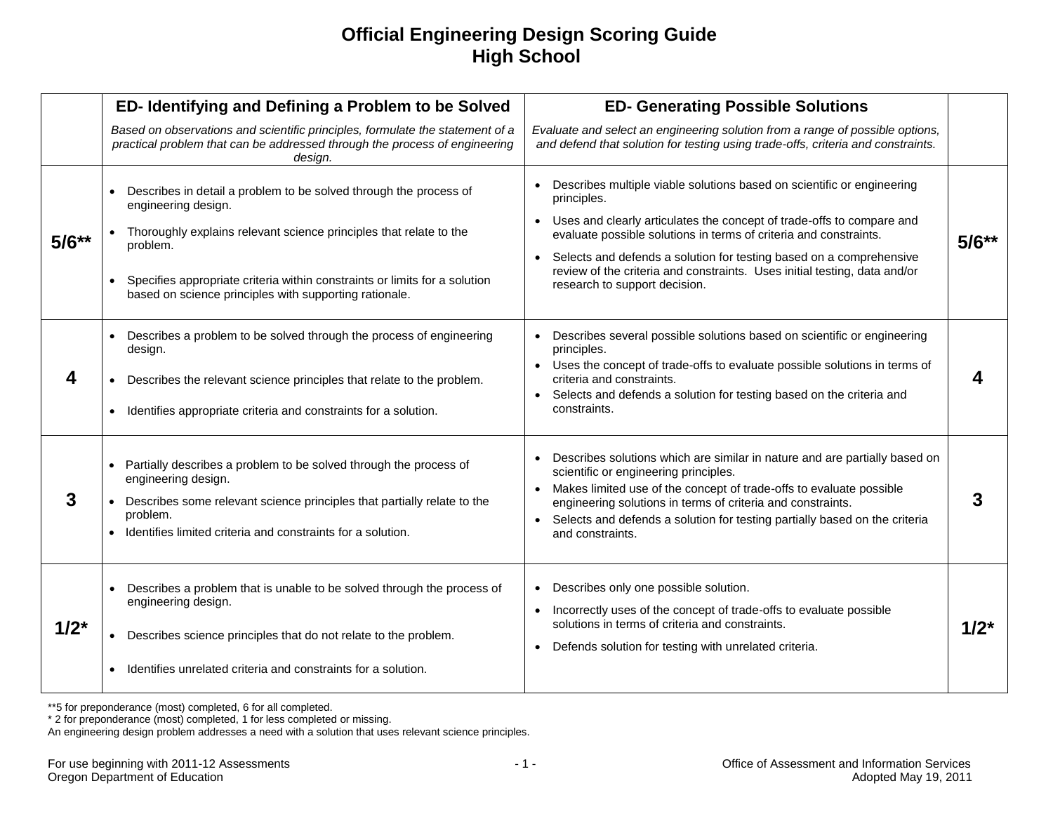# Official Engineering Design Scoring Guide
# High School

| | **ED- Identifying and Defining a Problem to be Solved**<br>*Based on observations and scientific principles, formulate the statement of a practical problem that can be addressed through the process of engineering design.* | **ED- Generating Possible Solutions**<br>*Evaluate and select an engineering solution from a range of possible options, and defend that solution for testing using trade-offs, criteria and constraints.* | |
|---|---|---|---|
| **5/6**** | • Describes in detail a problem to be solved through the process of engineering design.<br>• Thoroughly explains relevant science principles that relate to the problem.<br>• Specifies appropriate criteria within constraints or limits for a solution based on science principles with supporting rationale. | • Describes multiple viable solutions based on scientific or engineering principles.<br>• Uses and clearly articulates the concept of trade-offs to compare and evaluate possible solutions in terms of criteria and constraints.<br>• Selects and defends a solution for testing based on a comprehensive review of the criteria and constraints. Uses initial testing, data and/or research to support decision. | **5/6**** |
| **4** | • Describes a problem to be solved through the process of engineering design.<br>• Describes the relevant science principles that relate to the problem.<br>• Identifies appropriate criteria and constraints for a solution. | • Describes several possible solutions based on scientific or engineering principles.<br>• Uses the concept of trade-offs to evaluate possible solutions in terms of criteria and constraints.<br>• Selects and defends a solution for testing based on the criteria and constraints. | **4** |
| **3** | • Partially describes a problem to be solved through the process of engineering design.<br>• Describes some relevant science principles that partially relate to the problem.<br>• Identifies limited criteria and constraints for a solution. | • Describes solutions which are similar in nature and are partially based on scientific or engineering principles.<br>• Makes limited use of the concept of trade-offs to evaluate possible engineering solutions in terms of criteria and constraints.<br>• Selects and defends a solution for testing partially based on the criteria and constraints. | **3** |
| **1/2*** | • Describes a problem that is unable to be solved through the process of engineering design.<br>• Describes science principles that do not relate to the problem.<br>• Identifies unrelated criteria and constraints for a solution. | • Describes only one possible solution.<br>• Incorrectly uses of the concept of trade-offs to evaluate possible solutions in terms of criteria and constraints.<br>• Defends solution for testing with unrelated criteria. | **1/2*** |

**5 for preponderance (most) completed, 6 for all completed.
* 2 for preponderance (most) completed, 1 for less completed or missing.
An engineering design problem addresses a need with a solution that uses relevant science principles.

For use beginning with 2011-12 Assessments
Oregon Department of Education

Office of Assessment and Information Services
Adopted May 19, 2011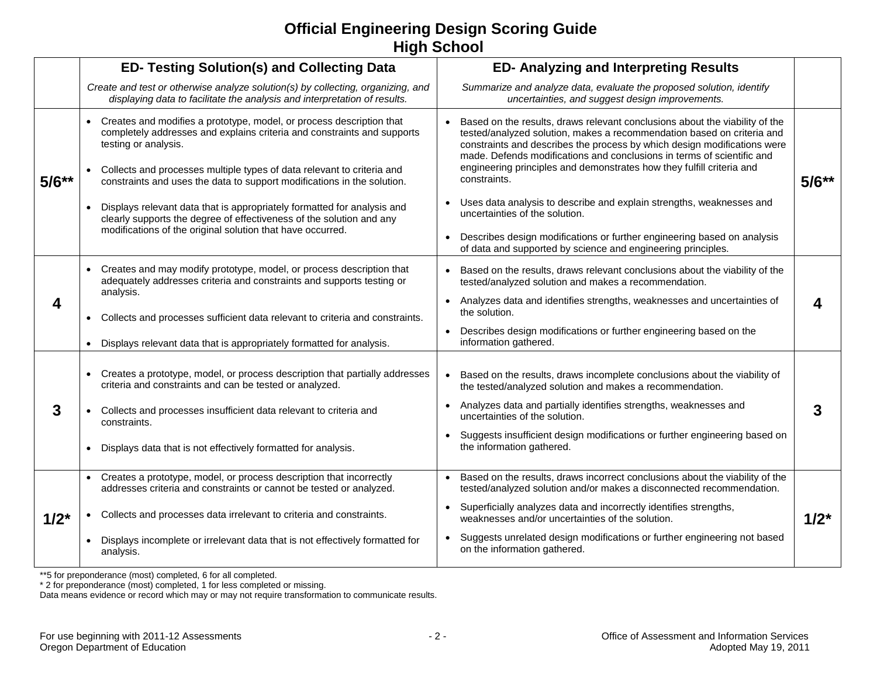# Official Engineering Design Scoring Guide
## High School

| | **ED- Testing Solution(s) and Collecting Data**<br>*Create and test or otherwise analyze solution(s) by collecting, organizing, and displaying data to facilitate the analysis and interpretation of results.* | **ED- Analyzing and Interpreting Results**<br>*Summarize and analyze data, evaluate the proposed solution, identify uncertainties, and suggest design improvements.* | |
|---|---|---|---|
| **5/6**** | • Creates and modifies a prototype, model, or process description that completely addresses and explains criteria and constraints and supports testing or analysis.<br>• Collects and processes multiple types of data relevant to criteria and constraints and uses the data to support modifications in the solution.<br>• Displays relevant data that is appropriately formatted for analysis and clearly supports the degree of effectiveness of the solution and any modifications of the original solution that have occurred. | • Based on the results, draws relevant conclusions about the viability of the tested/analyzed solution, makes a recommendation based on criteria and constraints and describes the process by which design modifications were made. Defends modifications and conclusions in terms of scientific and engineering principles and demonstrates how they fulfill criteria and constraints.<br>• Uses data analysis to describe and explain strengths, weaknesses and uncertainties of the solution.<br>• Describes design modifications or further engineering based on analysis of data and supported by science and engineering principles. | **5/6**** |
| **4** | • Creates and may modify prototype, model, or process description that adequately addresses criteria and constraints and supports testing or analysis.<br>• Collects and processes sufficient data relevant to criteria and constraints.<br>• Displays relevant data that is appropriately formatted for analysis. | • Based on the results, draws relevant conclusions about the viability of the tested/analyzed solution and makes a recommendation.<br>• Analyzes data and identifies strengths, weaknesses and uncertainties of the solution.<br>• Describes design modifications or further engineering based on the information gathered. | **4** |
| **3** | • Creates a prototype, model, or process description that partially addresses criteria and constraints and can be tested or analyzed.<br>• Collects and processes insufficient data relevant to criteria and constraints.<br>• Displays data that is not effectively formatted for analysis. | • Based on the results, draws incomplete conclusions about the viability of the tested/analyzed solution and makes a recommendation.<br>• Analyzes data and partially identifies strengths, weaknesses and uncertainties of the solution.<br>• Suggests insufficient design modifications or further engineering based on the information gathered. | **3** |
| **1/2*** | • Creates a prototype, model, or process description that incorrectly addresses criteria and constraints or cannot be tested or analyzed.<br>• Collects and processes data irrelevant to criteria and constraints.<br>• Displays incomplete or irrelevant data that is not effectively formatted for analysis. | • Based on the results, draws incorrect conclusions about the viability of the tested/analyzed solution and/or makes a disconnected recommendation.<br>• Superficially analyzes data and incorrectly identifies strengths, weaknesses and/or uncertainties of the solution.<br>• Suggests unrelated design modifications or further engineering not based on the information gathered. | **1/2*** |

**5 for preponderance (most) completed, 6 for all completed.
* 2 for preponderance (most) completed, 1 for less completed or missing.
Data means evidence or record which may or may not require transformation to communicate results.

For use beginning with 2011-12 Assessments
Oregon Department of Education

Office of Assessment and Information Services
Adopted May 19, 2011